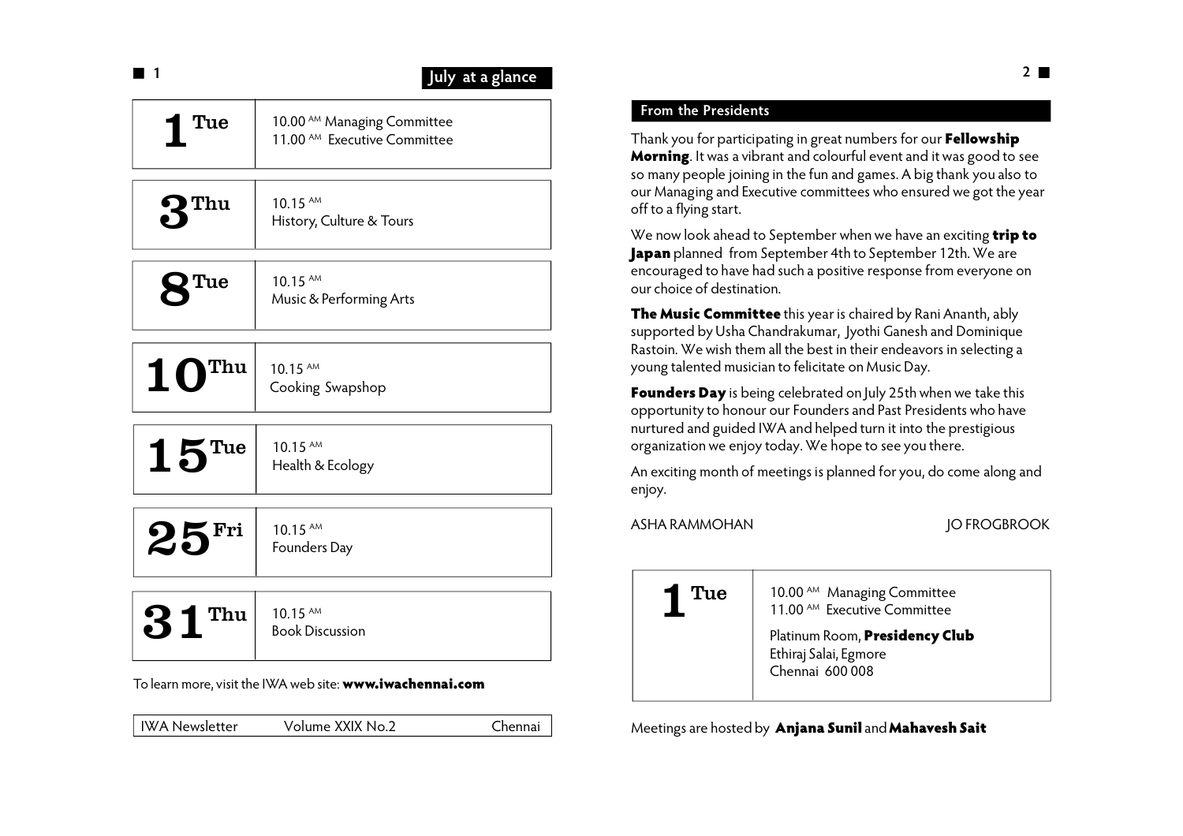## July at a glance

| | |
|---|---|
| **1** Tue | 10.00 AM Managing Committee<br>11.00 AM Executive Committee |
| **3** Thu | 10.15 AM<br>History, Culture & Tours |
| **8** Tue | 10.15 AM<br>Music & Performing Arts |
| **10** Thu | 10.15 AM<br>Cooking Swapshop |
| **15** Tue | 10.15 AM<br>Health & Ecology |
| **25** Fri | 10.15 AM<br>Founders Day |
| **31** Thu | 10.15 AM<br>Book Discussion |

To learn more, visit the IWA web site: **www.iwachennai.com**

IWA Newsletter Volume XXIX No.2 Chennai

## From the Presidents

Thank you for participating in great numbers for our **Fellowship Morning**. It was a vibrant and colourful event and it was good to see so many people joining in the fun and games. A big thank you also to our Managing and Executive committees who ensured we got the year off to a flying start.

We now look ahead to September when we have an exciting **trip to Japan** planned from September 4th to September 12th. We are encouraged to have had such a positive response from everyone on our choice of destination.

**The Music Committee** this year is chaired by Rani Ananth, ably supported by Usha Chandrakumar, Jyothi Ganesh and Dominique Rastoin. We wish them all the best in their endeavors in selecting a young talented musician to felicitate on Music Day.

**Founders Day** is being celebrated on July 25th when we take this opportunity to honour our Founders and Past Presidents who have nurtured and guided IWA and helped turn it into the prestigious organization we enjoy today. We hope to see you there.

An exciting month of meetings is planned for you, do come along and enjoy.

ASHA RAMMOHAN JO FROGBROOK

| | |
|---|---|
| **1** Tue | 10.00 AM Managing Committee<br>11.00 AM Executive Committee<br><br>Platinum Room, **Presidency Club**<br>Ethiraj Salai, Egmore<br>Chennai 600 008 |

Meetings are hosted by **Anjana Sunil** and **Mahavesh Sait**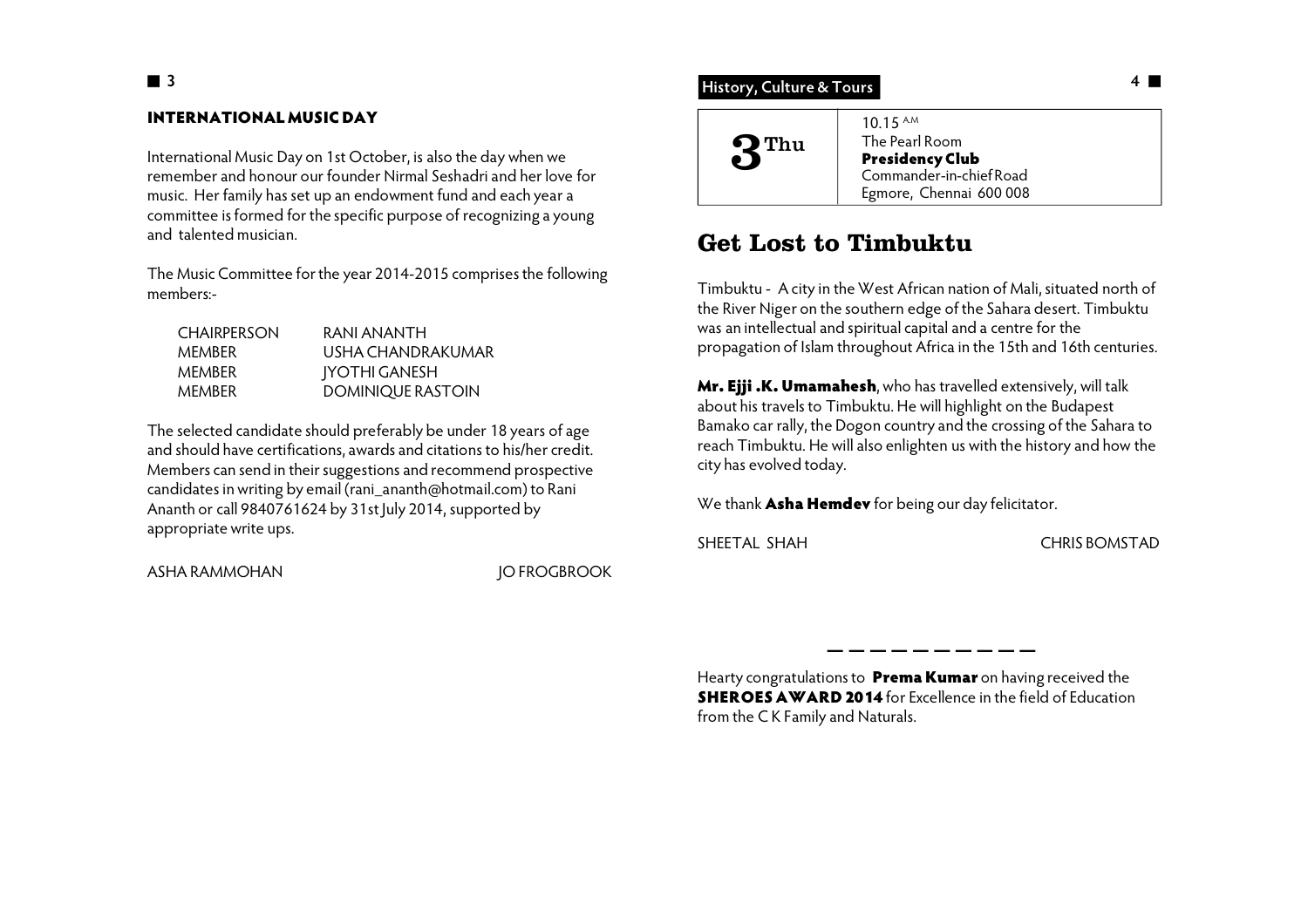## INTERNATIONAL MUSIC DAY

International Music Day on 1st October, is also the day when we remember and honour our founder Nirmal Seshadri and her love for music. Her family has set up an endowment fund and each year a committee is formed for the specific purpose of recognizing a young and talented musician.

The Music Committee for the year 2014-2015 comprises the following members:-

| | |
|---|---|
| CHAIRPERSON | RANI ANANTH |
| MEMBER | USHA CHANDRAKUMAR |
| MEMBER | JYOTHI GANESH |
| MEMBER | DOMINIQUE RASTOIN |

The selected candidate should preferably be under 18 years of age and should have certifications, awards and citations to his/her credit. Members can send in their suggestions and recommend prospective candidates in writing by email (rani_ananth@hotmail.com) to Rani Ananth or call 9840761624 by 31st July 2014, supported by appropriate write ups.

ASHA RAMMOHAN JO FROGBROOK

History, Culture & Tours

| | |
|---|---|
| **3** Thu | 10.15 A.M<br>The Pearl Room<br>**Presidency Club**<br>Commander-in-chief Road<br>Egmore, Chennai 600 008 |

# Get Lost to Timbuktu

Timbuktu - A city in the West African nation of Mali, situated north of the River Niger on the southern edge of the Sahara desert. Timbuktu was an intellectual and spiritual capital and a centre for the propagation of Islam throughout Africa in the 15th and 16th centuries.

**Mr. Ejji .K. Umamahesh**, who has travelled extensively, will talk about his travels to Timbuktu. He will highlight on the Budapest Bamako car rally, the Dogon country and the crossing of the Sahara to reach Timbuktu. He will also enlighten us with the history and how the city has evolved today.

We thank **Asha Hemdev** for being our day felicitator.

SHEETAL SHAH CHRIS BOMSTAD

— — — — — — — — — —

Hearty congratulations to **Prema Kumar** on having received the **SHEROES AWARD 2014** for Excellence in the field of Education from the C K Family and Naturals.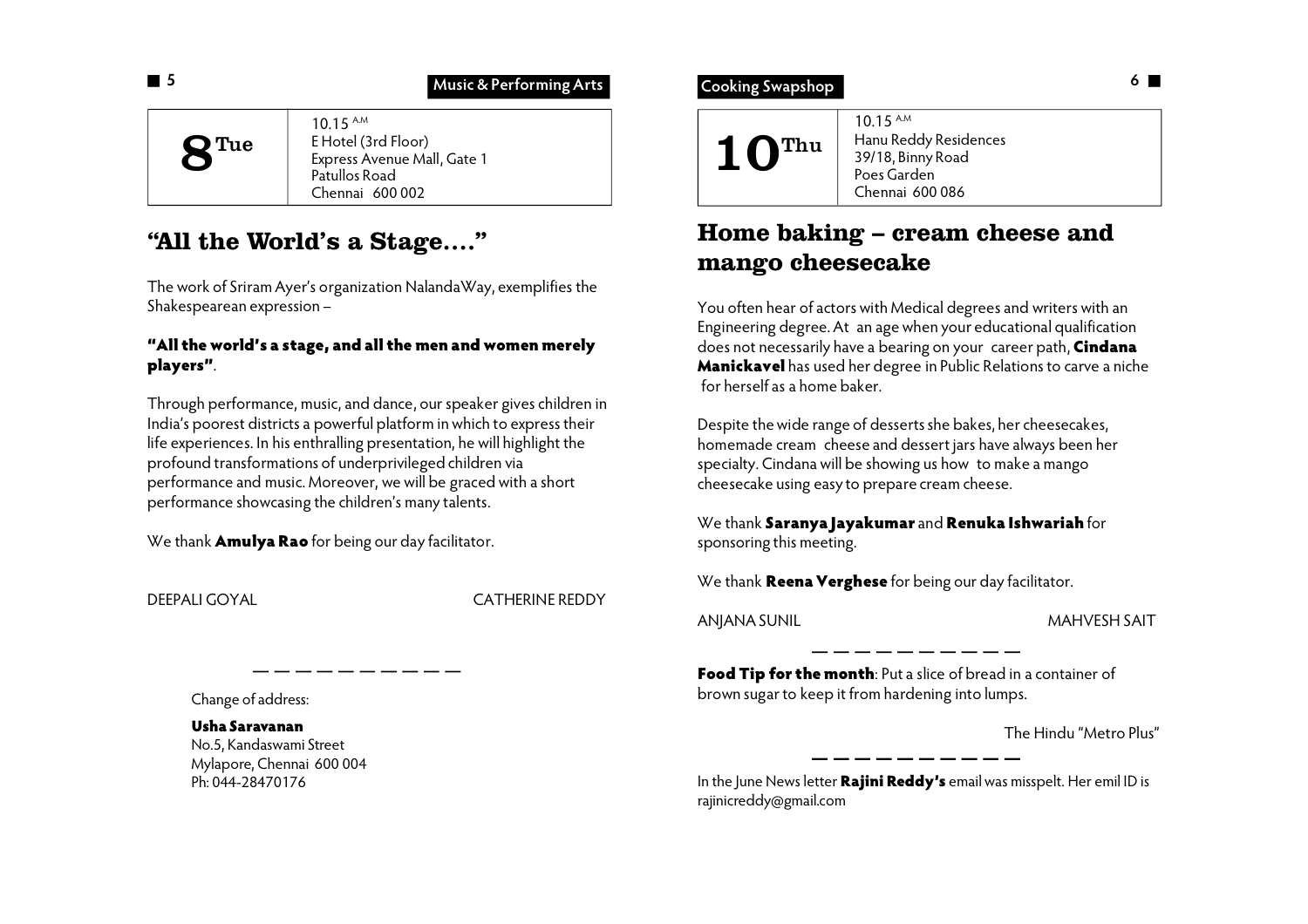Music & Performing Arts

| **8** Tue | 10.15 A.M<br>E Hotel (3rd Floor)<br>Express Avenue Mall, Gate 1<br>Patullos Road<br>Chennai 600 002 |
|---|---|

## "All the World's a Stage…."

The work of Sriram Ayer's organization NalandaWay, exemplifies the Shakespearean expression –

**"All the world's a stage, and all the men and women merely players"**.

Through performance, music, and dance, our speaker gives children in India's poorest districts a powerful platform in which to express their life experiences. In his enthralling presentation, he will highlight the profound transformations of underprivileged children via performance and music. Moreover, we will be graced with a short performance showcasing the children's many talents.

We thank **Amulya Rao** for being our day facilitator.

DEEPALI GOYAL — CATHERINE REDDY

— — — — — — — — — —

Change of address:

**Usha Saravanan**
No.5, Kandaswami Street
Mylapore, Chennai 600 004
Ph: 044-28470176

Cooking Swapshop

| **10** Thu | 10.15 A.M<br>Hanu Reddy Residences<br>39/18, Binny Road<br>Poes Garden<br>Chennai 600 086 |
|---|---|

## Home baking – cream cheese and mango cheesecake

You often hear of actors with Medical degrees and writers with an Engineering degree. At an age when your educational qualification does not necessarily have a bearing on your career path, **Cindana Manickavel** has used her degree in Public Relations to carve a niche for herself as a home baker.

Despite the wide range of desserts she bakes, her cheesecakes, homemade cream cheese and dessert jars have always been her specialty. Cindana will be showing us how to make a mango cheesecake using easy to prepare cream cheese.

We thank **Saranya Jayakumar** and **Renuka Ishwariah** for sponsoring this meeting.

We thank **Reena Verghese** for being our day facilitator.

ANJANA SUNIL — MAHVESH SAIT

— — — — — — — — — —

**Food Tip for the month**: Put a slice of bread in a container of brown sugar to keep it from hardening into lumps.

The Hindu "Metro Plus"

— — — — — — — — — —

In the June News letter **Rajini Reddy's** email was misspelt. Her emil ID is rajinicreddy@gmail.com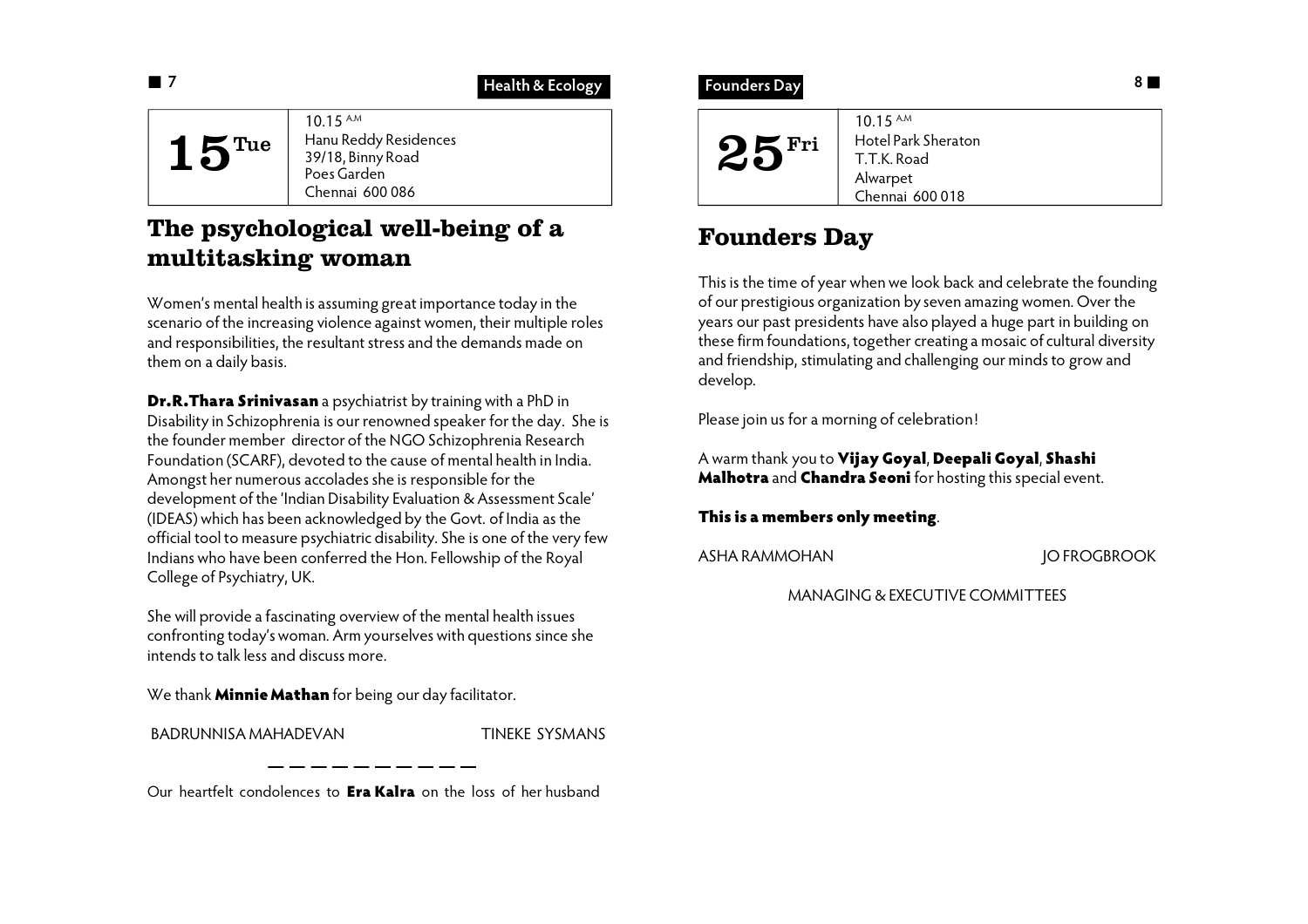Health & Ecology

| 15 Tue | 10.15 A.M Hanu Reddy Residences 39/18, Binny Road Poes Garden Chennai 600 086 |
|---|---|

## The psychological well-being of a multitasking woman

Women's mental health is assuming great importance today in the scenario of the increasing violence against women, their multiple roles and responsibilities, the resultant stress and the demands made on them on a daily basis.

**Dr.R.Thara Srinivasan** a psychiatrist by training with a PhD in Disability in Schizophrenia is our renowned speaker for the day. She is the founder member director of the NGO Schizophrenia Research Foundation (SCARF), devoted to the cause of mental health in India. Amongst her numerous accolades she is responsible for the development of the 'Indian Disability Evaluation & Assessment Scale' (IDEAS) which has been acknowledged by the Govt. of India as the official tool to measure psychiatric disability. She is one of the very few Indians who have been conferred the Hon. Fellowship of the Royal College of Psychiatry, UK.

She will provide a fascinating overview of the mental health issues confronting today's woman. Arm yourselves with questions since she intends to talk less and discuss more.

We thank **Minnie Mathan** for being our day facilitator.

BADRUNNISA MAHADEVAN TINEKE SYSMANS

---

Our heartfelt condolences to **Era Kalra** on the loss of her husband

Founders Day

| 25 Fri | 10.15 A.M Hotel Park Sheraton T.T.K. Road Alwarpet Chennai 600 018 |
|---|---|

## Founders Day

This is the time of year when we look back and celebrate the founding of our prestigious organization by seven amazing women. Over the years our past presidents have also played a huge part in building on these firm foundations, together creating a mosaic of cultural diversity and friendship, stimulating and challenging our minds to grow and develop.

Please join us for a morning of celebration!

A warm thank you to **Vijay Goyal**, **Deepali Goyal**, **Shashi Malhotra** and **Chandra Seoni** for hosting this special event.

**This is a members only meeting**.

ASHA RAMMOHAN JO FROGBROOK

MANAGING & EXECUTIVE COMMITTEES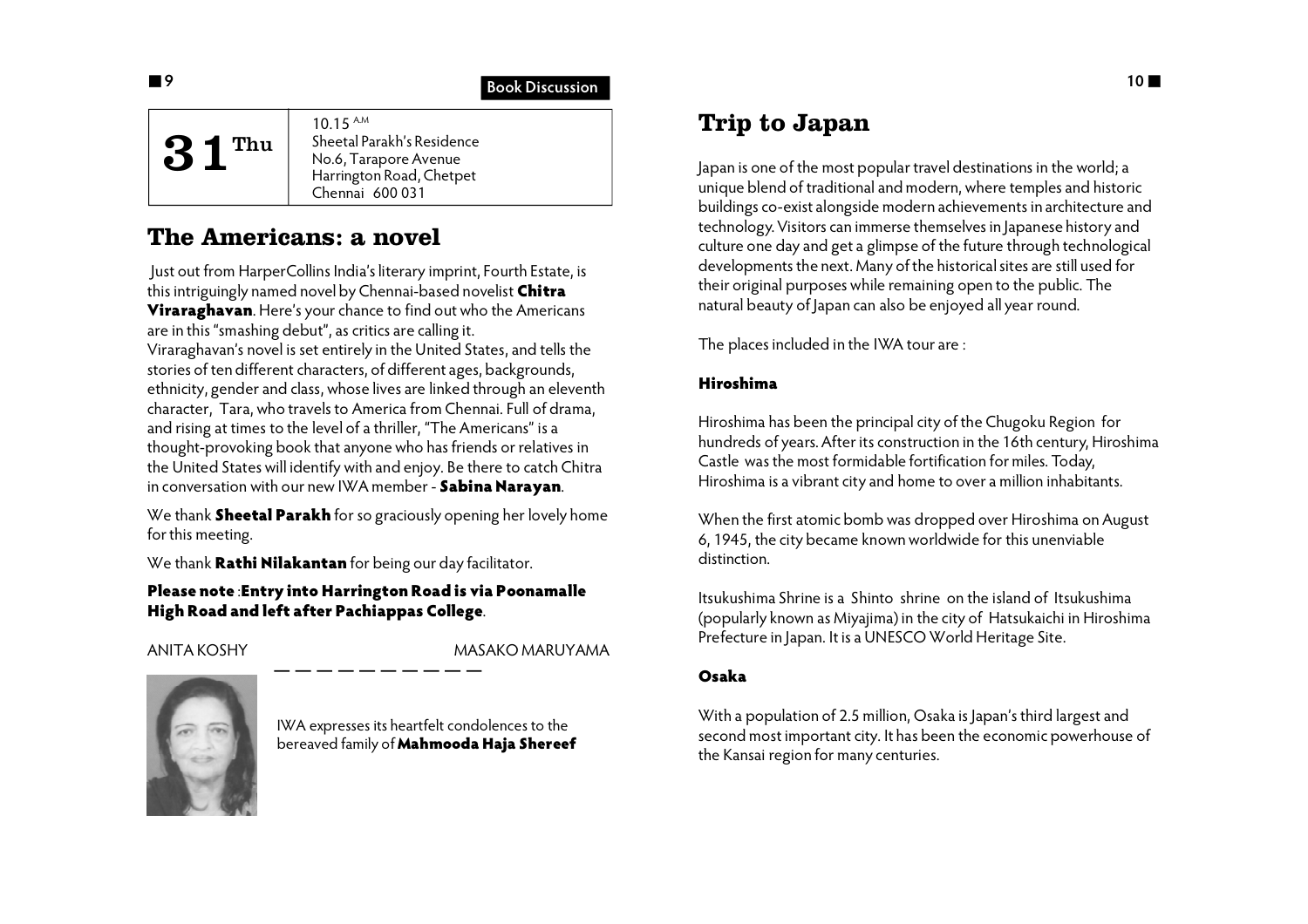Book Discussion

| **31** Thu | 10.15 A.M<br>Sheetal Parakh's Residence<br>No.6, Tarapore Avenue<br>Harrington Road, Chetpet<br>Chennai 600 031 |
|---|---|

## The Americans: a novel

Just out from HarperCollins India's literary imprint, Fourth Estate, is this intriguingly named novel by Chennai-based novelist **Chitra Viraraghavan**. Here's your chance to find out who the Americans are in this "smashing debut", as critics are calling it.
Viraraghavan's novel is set entirely in the United States, and tells the stories of ten different characters, of different ages, backgrounds, ethnicity, gender and class, whose lives are linked through an eleventh character, Tara, who travels to America from Chennai. Full of drama, and rising at times to the level of a thriller, "The Americans" is a thought-provoking book that anyone who has friends or relatives in the United States will identify with and enjoy. Be there to catch Chitra in conversation with our new IWA member - **Sabina Narayan**.

We thank **Sheetal Parakh** for so graciously opening her lovely home for this meeting.

We thank **Rathi Nilakantan** for being our day facilitator.

**Please note** :**Entry into Harrington Road is via Poonamalle High Road and left after Pachiappas College**.

ANITA KOSHY MASAKO MARUYAMA

IWA expresses its heartfelt condolences to the bereaved family of **Mahmooda Haja Shereef**

## Trip to Japan

Japan is one of the most popular travel destinations in the world; a unique blend of traditional and modern, where temples and historic buildings co-exist alongside modern achievements in architecture and technology. Visitors can immerse themselves in Japanese history and culture one day and get a glimpse of the future through technological developments the next. Many of the historical sites are still used for their original purposes while remaining open to the public. The natural beauty of Japan can also be enjoyed all year round.

The places included in the IWA tour are :

### Hiroshima

Hiroshima has been the principal city of the Chugoku Region for hundreds of years. After its construction in the 16th century, Hiroshima Castle was the most formidable fortification for miles. Today, Hiroshima is a vibrant city and home to over a million inhabitants.

When the first atomic bomb was dropped over Hiroshima on August 6, 1945, the city became known worldwide for this unenviable distinction.

Itsukushima Shrine is a Shinto shrine on the island of Itsukushima (popularly known as Miyajima) in the city of Hatsukaichi in Hiroshima Prefecture in Japan. It is a UNESCO World Heritage Site.

### Osaka

With a population of 2.5 million, Osaka is Japan's third largest and second most important city. It has been the economic powerhouse of the Kansai region for many centuries.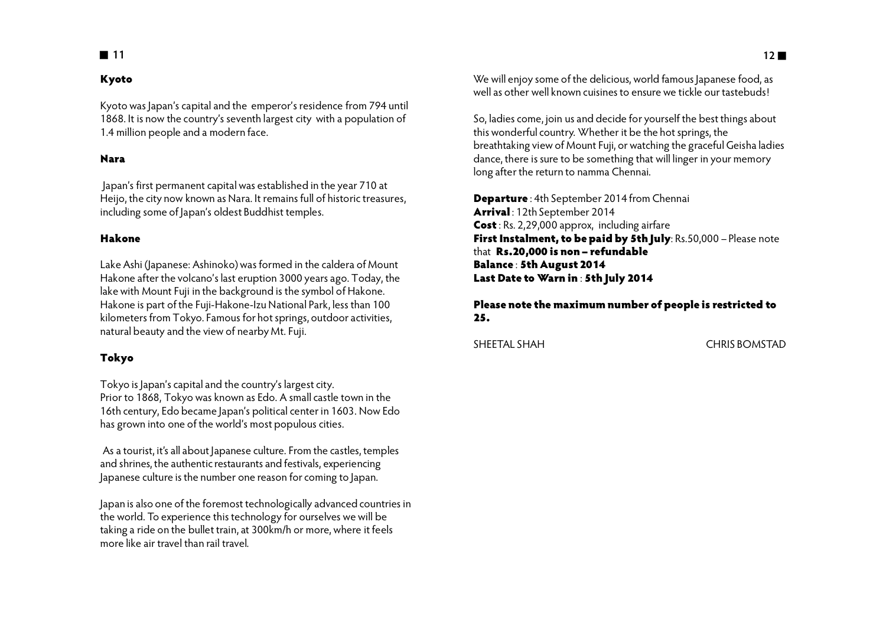### Kyoto

Kyoto was Japan's capital and the emperor's residence from 794 until 1868. It is now the country's seventh largest city with a population of 1.4 million people and a modern face.

### Nara

Japan's first permanent capital was established in the year 710 at Heijo, the city now known as Nara. It remains full of historic treasures, including some of Japan's oldest Buddhist temples.

### Hakone

Lake Ashi (Japanese: Ashinoko) was formed in the caldera of Mount Hakone after the volcano's last eruption 3000 years ago. Today, the lake with Mount Fuji in the background is the symbol of Hakone. Hakone is part of the Fuji-Hakone-Izu National Park, less than 100 kilometers from Tokyo. Famous for hot springs, outdoor activities, natural beauty and the view of nearby Mt. Fuji.

### Tokyo

Tokyo is Japan's capital and the country's largest city.
Prior to 1868, Tokyo was known as Edo. A small castle town in the 16th century, Edo became Japan's political center in 1603. Now Edo has grown into one of the world's most populous cities.

As a tourist, it's all about Japanese culture. From the castles, temples and shrines, the authentic restaurants and festivals, experiencing Japanese culture is the number one reason for coming to Japan.

Japan is also one of the foremost technologically advanced countries in the world. To experience this technology for ourselves we will be taking a ride on the bullet train, at 300km/h or more, where it feels more like air travel than rail travel.

We will enjoy some of the delicious, world famous Japanese food, as well as other well known cuisines to ensure we tickle our tastebuds!

So, ladies come, join us and decide for yourself the best things about this wonderful country. Whether it be the hot springs, the breathtaking view of Mount Fuji, or watching the graceful Geisha ladies dance, there is sure to be something that will linger in your memory long after the return to namma Chennai.

**Departure** : 4th September 2014 from Chennai
**Arrival** : 12th September 2014
**Cost** : Rs. 2,29,000 approx, including airfare
**First Instalment, to be paid by 5th July**: Rs.50,000 – Please note that **Rs.20,000 is non – refundable**
**Balance** : **5th August 2014**
**Last Date to Warn in** : **5th July 2014**

**Please note the maximum number of people is restricted to 25.**

SHEETAL SHAH CHRIS BOMSTAD